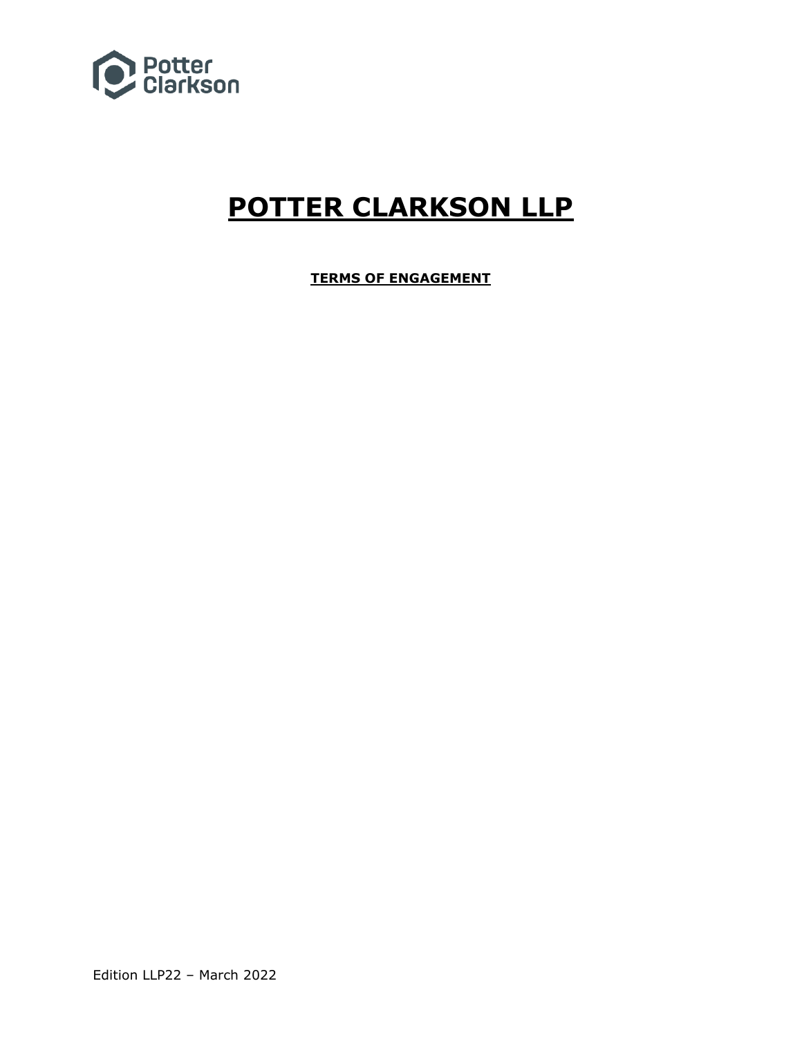# POTTER CLARKSON LLP

**TERMS OF ENGAGEMENT**

Edition LLP22 – March 2022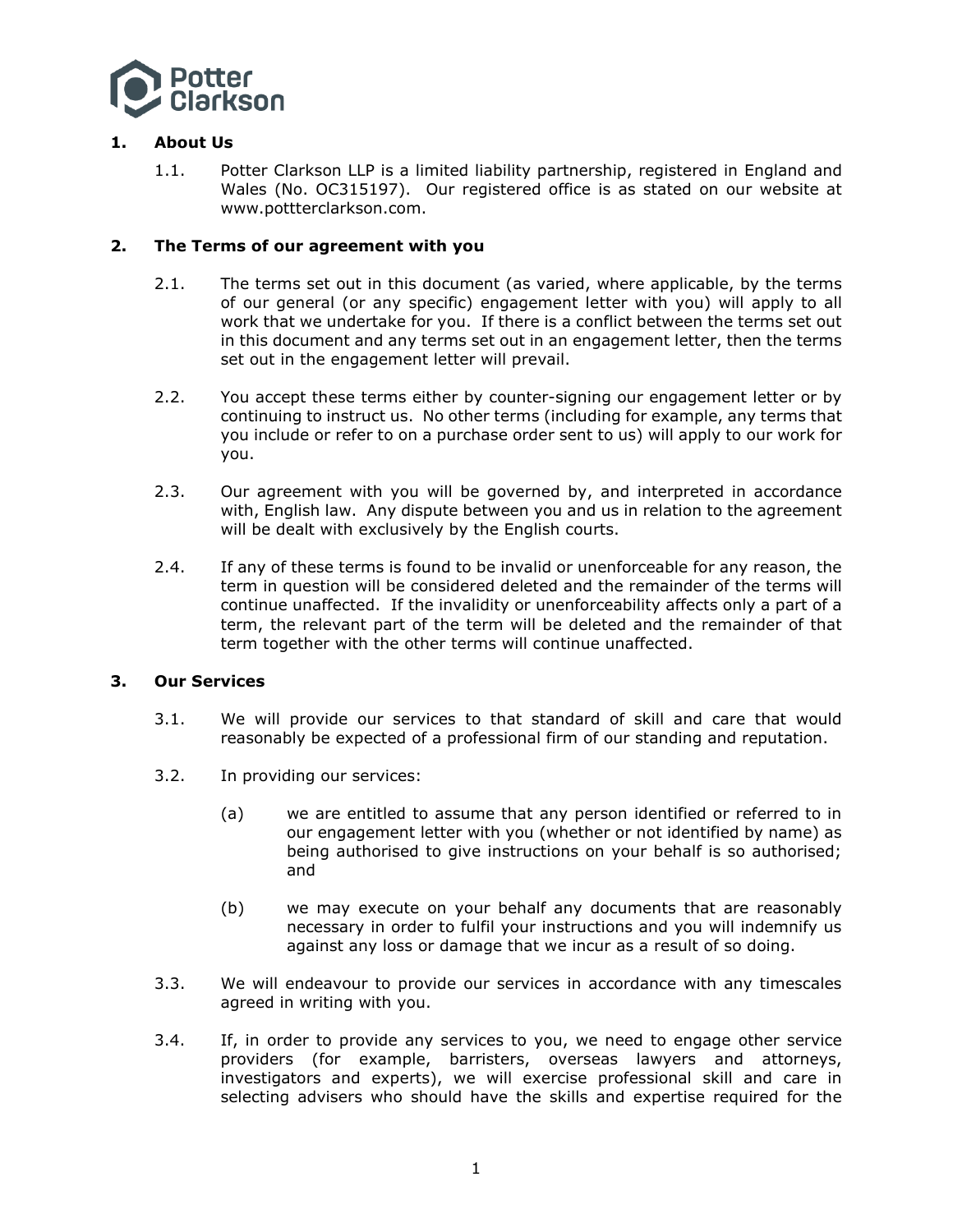## 1. About Us

1.1. Potter Clarkson LLP is a limited liability partnership, registered in England and Wales (No. OC315197). Our registered office is as stated on our website at www.pottterclarkson.com.

## 2. The Terms of our agreement with you

2.1. The terms set out in this document (as varied, where applicable, by the terms of our general (or any specific) engagement letter with you) will apply to all work that we undertake for you. If there is a conflict between the terms set out in this document and any terms set out in an engagement letter, then the terms set out in the engagement letter will prevail.

2.2. You accept these terms either by counter-signing our engagement letter or by continuing to instruct us. No other terms (including for example, any terms that you include or refer to on a purchase order sent to us) will apply to our work for you.

2.3. Our agreement with you will be governed by, and interpreted in accordance with, English law. Any dispute between you and us in relation to the agreement will be dealt with exclusively by the English courts.

2.4. If any of these terms is found to be invalid or unenforceable for any reason, the term in question will be considered deleted and the remainder of the terms will continue unaffected. If the invalidity or unenforceability affects only a part of a term, the relevant part of the term will be deleted and the remainder of that term together with the other terms will continue unaffected.

## 3. Our Services

3.1. We will provide our services to that standard of skill and care that would reasonably be expected of a professional firm of our standing and reputation.

3.2. In providing our services:

(a) we are entitled to assume that any person identified or referred to in our engagement letter with you (whether or not identified by name) as being authorised to give instructions on your behalf is so authorised; and

(b) we may execute on your behalf any documents that are reasonably necessary in order to fulfil your instructions and you will indemnify us against any loss or damage that we incur as a result of so doing.

3.3. We will endeavour to provide our services in accordance with any timescales agreed in writing with you.

3.4. If, in order to provide any services to you, we need to engage other service providers (for example, barristers, overseas lawyers and attorneys, investigators and experts), we will exercise professional skill and care in selecting advisers who should have the skills and expertise required for the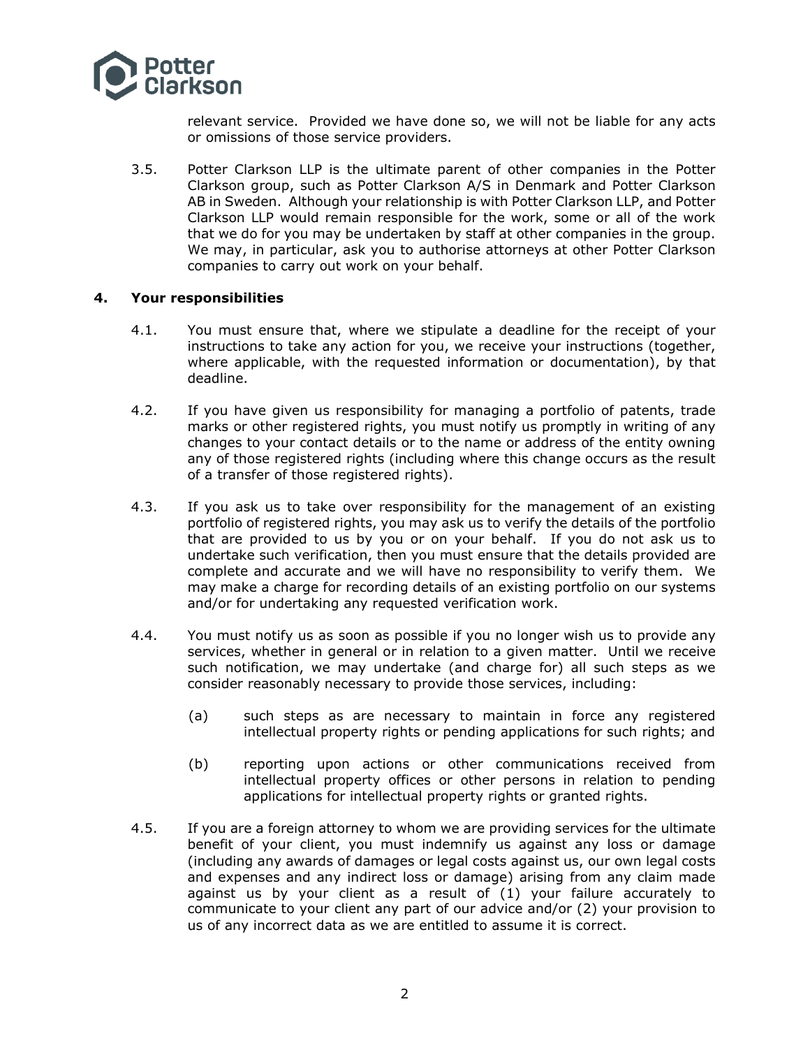relevant service. Provided we have done so, we will not be liable for any acts or omissions of those service providers.

3.5. Potter Clarkson LLP is the ultimate parent of other companies in the Potter Clarkson group, such as Potter Clarkson A/S in Denmark and Potter Clarkson AB in Sweden. Although your relationship is with Potter Clarkson LLP, and Potter Clarkson LLP would remain responsible for the work, some or all of the work that we do for you may be undertaken by staff at other companies in the group. We may, in particular, ask you to authorise attorneys at other Potter Clarkson companies to carry out work on your behalf.

## 4. Your responsibilities

4.1. You must ensure that, where we stipulate a deadline for the receipt of your instructions to take any action for you, we receive your instructions (together, where applicable, with the requested information or documentation), by that deadline.

4.2. If you have given us responsibility for managing a portfolio of patents, trade marks or other registered rights, you must notify us promptly in writing of any changes to your contact details or to the name or address of the entity owning any of those registered rights (including where this change occurs as the result of a transfer of those registered rights).

4.3. If you ask us to take over responsibility for the management of an existing portfolio of registered rights, you may ask us to verify the details of the portfolio that are provided to us by you or on your behalf. If you do not ask us to undertake such verification, then you must ensure that the details provided are complete and accurate and we will have no responsibility to verify them. We may make a charge for recording details of an existing portfolio on our systems and/or for undertaking any requested verification work.

4.4. You must notify us as soon as possible if you no longer wish us to provide any services, whether in general or in relation to a given matter. Until we receive such notification, we may undertake (and charge for) all such steps as we consider reasonably necessary to provide those services, including:

(a) such steps as are necessary to maintain in force any registered intellectual property rights or pending applications for such rights; and

(b) reporting upon actions or other communications received from intellectual property offices or other persons in relation to pending applications for intellectual property rights or granted rights.

4.5. If you are a foreign attorney to whom we are providing services for the ultimate benefit of your client, you must indemnify us against any loss or damage (including any awards of damages or legal costs against us, our own legal costs and expenses and any indirect loss or damage) arising from any claim made against us by your client as a result of (1) your failure accurately to communicate to your client any part of our advice and/or (2) your provision to us of any incorrect data as we are entitled to assume it is correct.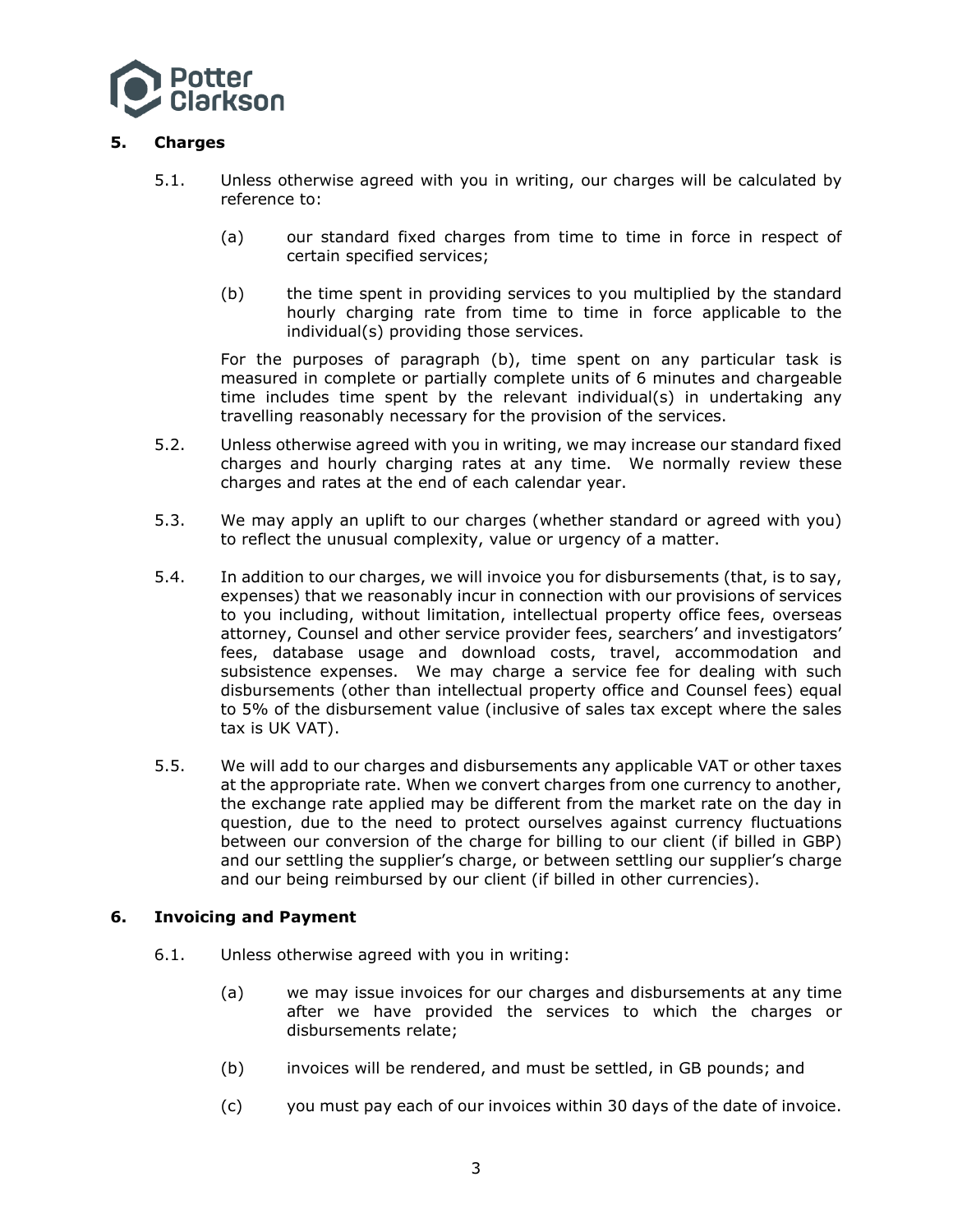## 5. Charges

5.1. Unless otherwise agreed with you in writing, our charges will be calculated by reference to:

(a) our standard fixed charges from time to time in force in respect of certain specified services;

(b) the time spent in providing services to you multiplied by the standard hourly charging rate from time to time in force applicable to the individual(s) providing those services.

For the purposes of paragraph (b), time spent on any particular task is measured in complete or partially complete units of 6 minutes and chargeable time includes time spent by the relevant individual(s) in undertaking any travelling reasonably necessary for the provision of the services.

5.2. Unless otherwise agreed with you in writing, we may increase our standard fixed charges and hourly charging rates at any time. We normally review these charges and rates at the end of each calendar year.

5.3. We may apply an uplift to our charges (whether standard or agreed with you) to reflect the unusual complexity, value or urgency of a matter.

5.4. In addition to our charges, we will invoice you for disbursements (that, is to say, expenses) that we reasonably incur in connection with our provisions of services to you including, without limitation, intellectual property office fees, overseas attorney, Counsel and other service provider fees, searchers' and investigators' fees, database usage and download costs, travel, accommodation and subsistence expenses. We may charge a service fee for dealing with such disbursements (other than intellectual property office and Counsel fees) equal to 5% of the disbursement value (inclusive of sales tax except where the sales tax is UK VAT).

5.5. We will add to our charges and disbursements any applicable VAT or other taxes at the appropriate rate. When we convert charges from one currency to another, the exchange rate applied may be different from the market rate on the day in question, due to the need to protect ourselves against currency fluctuations between our conversion of the charge for billing to our client (if billed in GBP) and our settling the supplier's charge, or between settling our supplier's charge and our being reimbursed by our client (if billed in other currencies).

## 6. Invoicing and Payment

6.1. Unless otherwise agreed with you in writing:

(a) we may issue invoices for our charges and disbursements at any time after we have provided the services to which the charges or disbursements relate;

(b) invoices will be rendered, and must be settled, in GB pounds; and

(c) you must pay each of our invoices within 30 days of the date of invoice.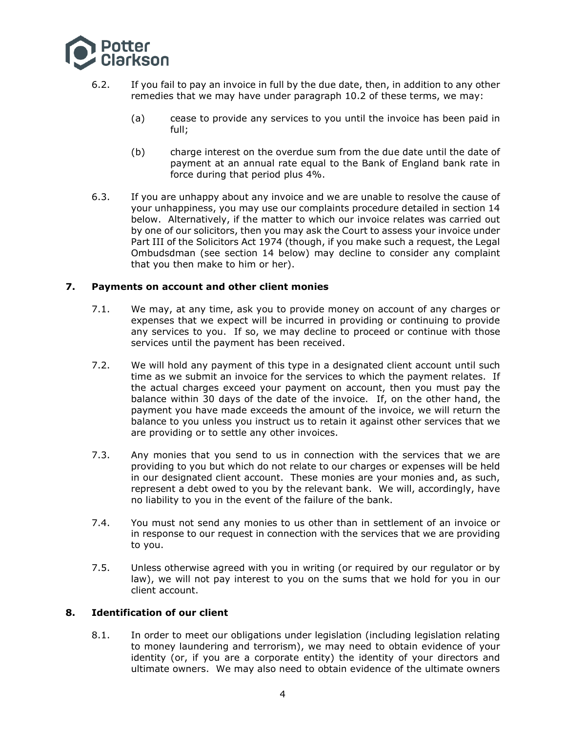6.2. If you fail to pay an invoice in full by the due date, then, in addition to any other remedies that we may have under paragraph 10.2 of these terms, we may:

(a) cease to provide any services to you until the invoice has been paid in full;

(b) charge interest on the overdue sum from the due date until the date of payment at an annual rate equal to the Bank of England bank rate in force during that period plus 4%.

6.3. If you are unhappy about any invoice and we are unable to resolve the cause of your unhappiness, you may use our complaints procedure detailed in section 14 below. Alternatively, if the matter to which our invoice relates was carried out by one of our solicitors, then you may ask the Court to assess your invoice under Part III of the Solicitors Act 1974 (though, if you make such a request, the Legal Ombudsdman (see section 14 below) may decline to consider any complaint that you then make to him or her).

## 7. Payments on account and other client monies

7.1. We may, at any time, ask you to provide money on account of any charges or expenses that we expect will be incurred in providing or continuing to provide any services to you. If so, we may decline to proceed or continue with those services until the payment has been received.

7.2. We will hold any payment of this type in a designated client account until such time as we submit an invoice for the services to which the payment relates. If the actual charges exceed your payment on account, then you must pay the balance within 30 days of the date of the invoice. If, on the other hand, the payment you have made exceeds the amount of the invoice, we will return the balance to you unless you instruct us to retain it against other services that we are providing or to settle any other invoices.

7.3. Any monies that you send to us in connection with the services that we are providing to you but which do not relate to our charges or expenses will be held in our designated client account. These monies are your monies and, as such, represent a debt owed to you by the relevant bank. We will, accordingly, have no liability to you in the event of the failure of the bank.

7.4. You must not send any monies to us other than in settlement of an invoice or in response to our request in connection with the services that we are providing to you.

7.5. Unless otherwise agreed with you in writing (or required by our regulator or by law), we will not pay interest to you on the sums that we hold for you in our client account.

## 8. Identification of our client

8.1. In order to meet our obligations under legislation (including legislation relating to money laundering and terrorism), we may need to obtain evidence of your identity (or, if you are a corporate entity) the identity of your directors and ultimate owners. We may also need to obtain evidence of the ultimate owners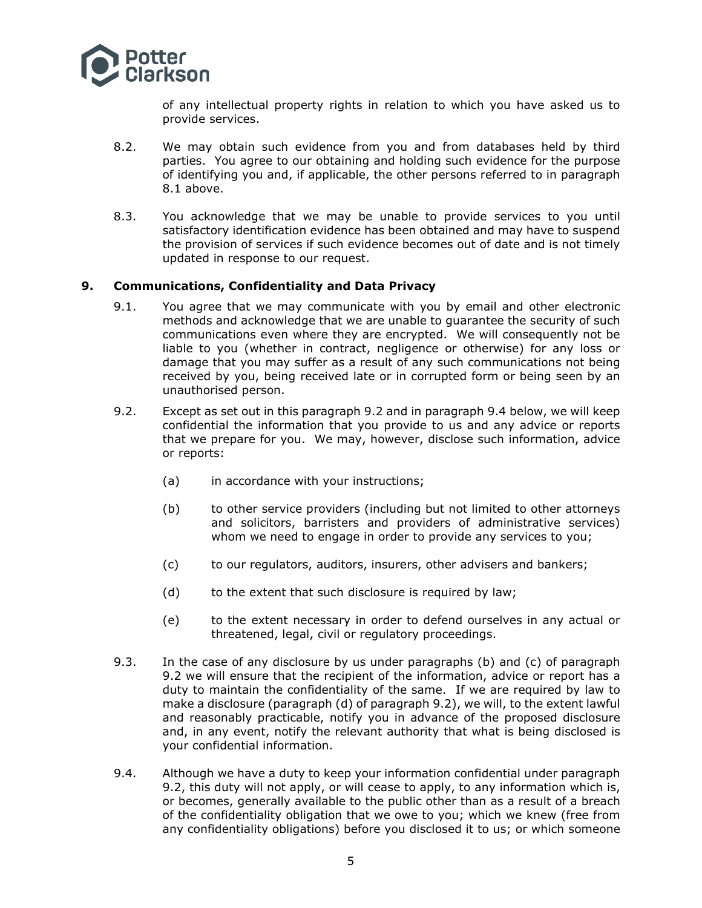of any intellectual property rights in relation to which you have asked us to provide services.

8.2. We may obtain such evidence from you and from databases held by third parties. You agree to our obtaining and holding such evidence for the purpose of identifying you and, if applicable, the other persons referred to in paragraph 8.1 above.

8.3. You acknowledge that we may be unable to provide services to you until satisfactory identification evidence has been obtained and may have to suspend the provision of services if such evidence becomes out of date and is not timely updated in response to our request.

## 9. Communications, Confidentiality and Data Privacy

9.1. You agree that we may communicate with you by email and other electronic methods and acknowledge that we are unable to guarantee the security of such communications even where they are encrypted. We will consequently not be liable to you (whether in contract, negligence or otherwise) for any loss or damage that you may suffer as a result of any such communications not being received by you, being received late or in corrupted form or being seen by an unauthorised person.

9.2. Except as set out in this paragraph 9.2 and in paragraph 9.4 below, we will keep confidential the information that you provide to us and any advice or reports that we prepare for you. We may, however, disclose such information, advice or reports:

(a) in accordance with your instructions;

(b) to other service providers (including but not limited to other attorneys and solicitors, barristers and providers of administrative services) whom we need to engage in order to provide any services to you;

(c) to our regulators, auditors, insurers, other advisers and bankers;

(d) to the extent that such disclosure is required by law;

(e) to the extent necessary in order to defend ourselves in any actual or threatened, legal, civil or regulatory proceedings.

9.3. In the case of any disclosure by us under paragraphs (b) and (c) of paragraph 9.2 we will ensure that the recipient of the information, advice or report has a duty to maintain the confidentiality of the same. If we are required by law to make a disclosure (paragraph (d) of paragraph 9.2), we will, to the extent lawful and reasonably practicable, notify you in advance of the proposed disclosure and, in any event, notify the relevant authority that what is being disclosed is your confidential information.

9.4. Although we have a duty to keep your information confidential under paragraph 9.2, this duty will not apply, or will cease to apply, to any information which is, or becomes, generally available to the public other than as a result of a breach of the confidentiality obligation that we owe to you; which we knew (free from any confidentiality obligations) before you disclosed it to us; or which someone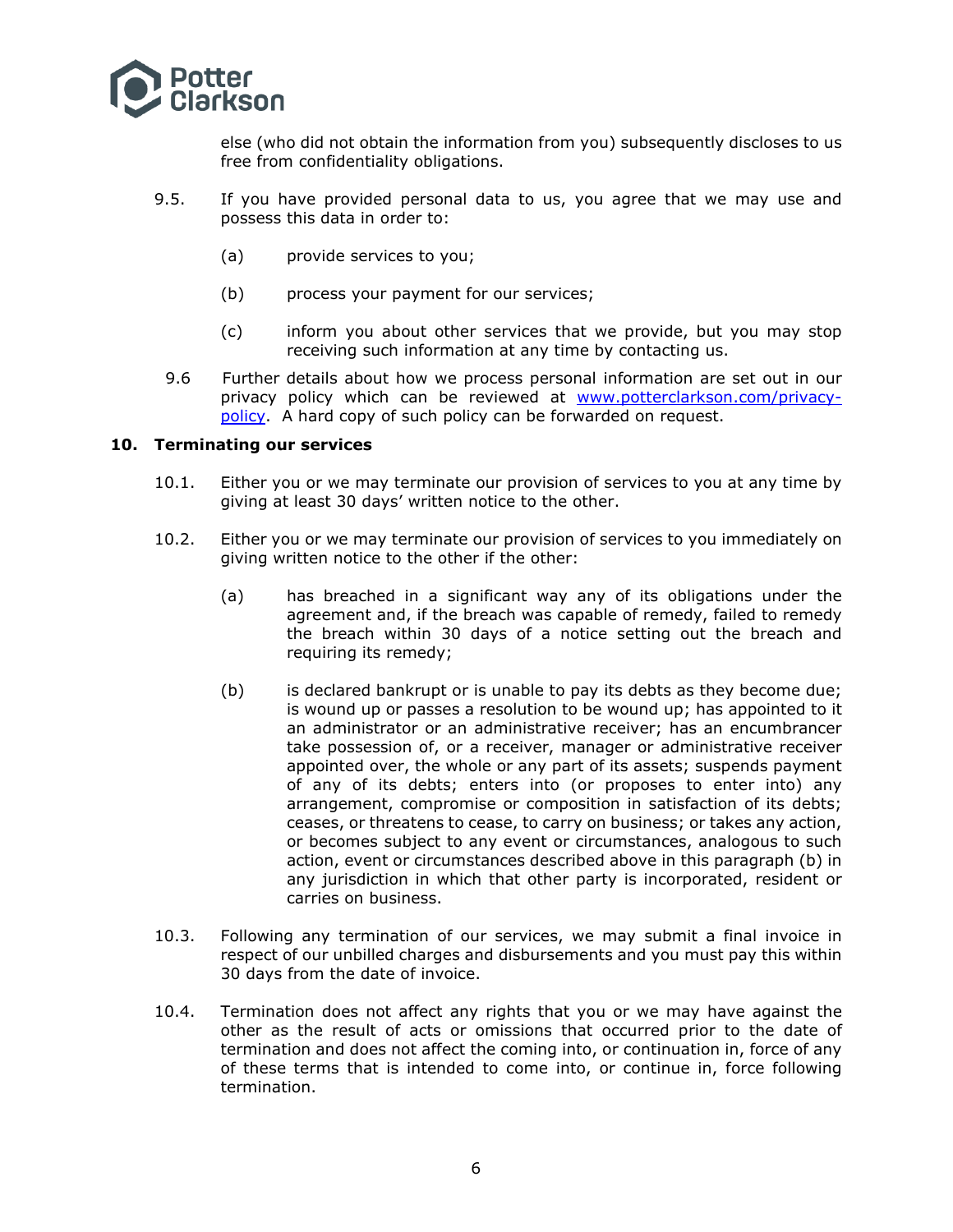else (who did not obtain the information from you) subsequently discloses to us free from confidentiality obligations.

9.5. If you have provided personal data to us, you agree that we may use and possess this data in order to:

(a) provide services to you;

(b) process your payment for our services;

(c) inform you about other services that we provide, but you may stop receiving such information at any time by contacting us.

9.6 Further details about how we process personal information are set out in our privacy policy which can be reviewed at [www.potterclarkson.com/privacy-policy](www.potterclarkson.com/privacy-policy). A hard copy of such policy can be forwarded on request.

## 10. Terminating our services

10.1. Either you or we may terminate our provision of services to you at any time by giving at least 30 days' written notice to the other.

10.2. Either you or we may terminate our provision of services to you immediately on giving written notice to the other if the other:

(a) has breached in a significant way any of its obligations under the agreement and, if the breach was capable of remedy, failed to remedy the breach within 30 days of a notice setting out the breach and requiring its remedy;

(b) is declared bankrupt or is unable to pay its debts as they become due; is wound up or passes a resolution to be wound up; has appointed to it an administrator or an administrative receiver; has an encumbrancer take possession of, or a receiver, manager or administrative receiver appointed over, the whole or any part of its assets; suspends payment of any of its debts; enters into (or proposes to enter into) any arrangement, compromise or composition in satisfaction of its debts; ceases, or threatens to cease, to carry on business; or takes any action, or becomes subject to any event or circumstances, analogous to such action, event or circumstances described above in this paragraph (b) in any jurisdiction in which that other party is incorporated, resident or carries on business.

10.3. Following any termination of our services, we may submit a final invoice in respect of our unbilled charges and disbursements and you must pay this within 30 days from the date of invoice.

10.4. Termination does not affect any rights that you or we may have against the other as the result of acts or omissions that occurred prior to the date of termination and does not affect the coming into, or continuation in, force of any of these terms that is intended to come into, or continue in, force following termination.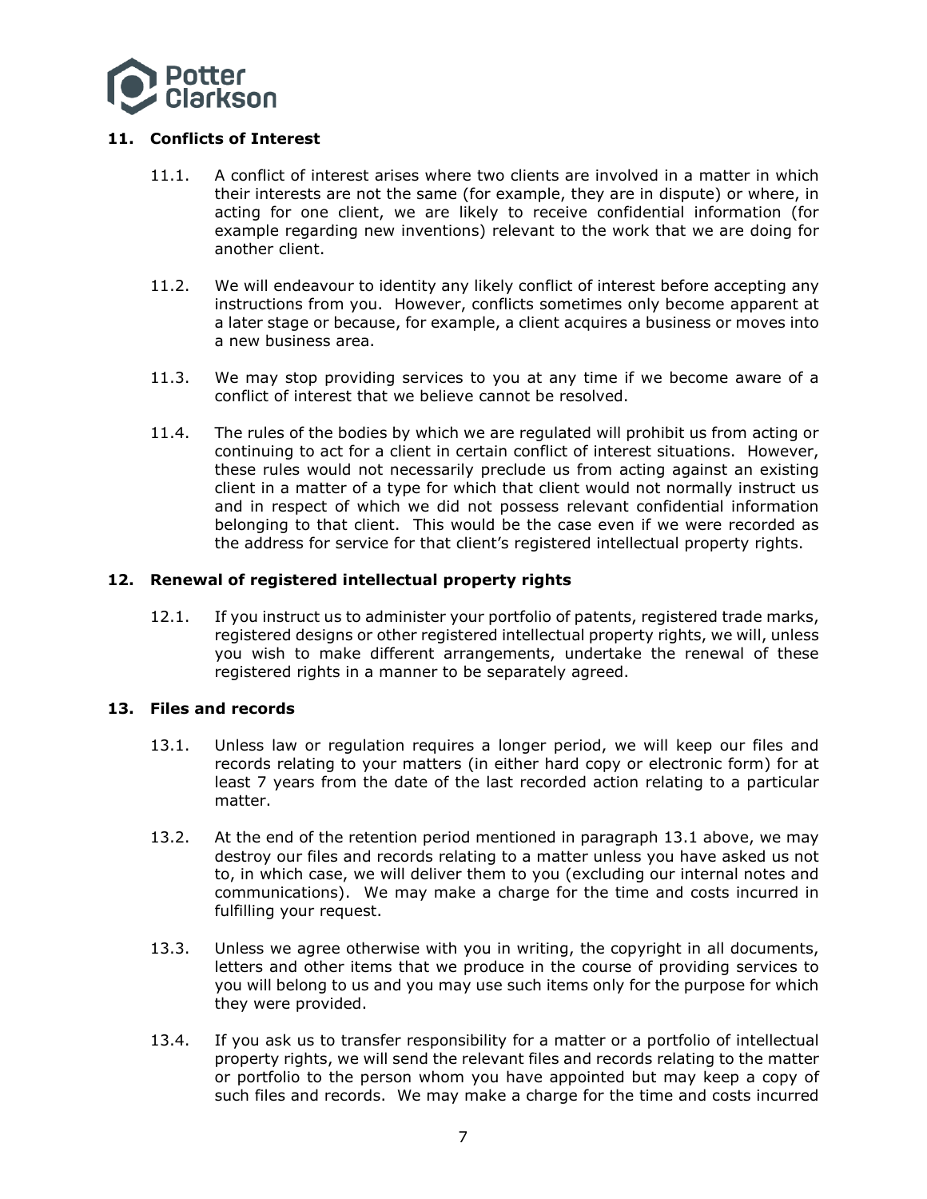## 11. Conflicts of Interest

11.1. A conflict of interest arises where two clients are involved in a matter in which their interests are not the same (for example, they are in dispute) or where, in acting for one client, we are likely to receive confidential information (for example regarding new inventions) relevant to the work that we are doing for another client.

11.2. We will endeavour to identity any likely conflict of interest before accepting any instructions from you. However, conflicts sometimes only become apparent at a later stage or because, for example, a client acquires a business or moves into a new business area.

11.3. We may stop providing services to you at any time if we become aware of a conflict of interest that we believe cannot be resolved.

11.4. The rules of the bodies by which we are regulated will prohibit us from acting or continuing to act for a client in certain conflict of interest situations. However, these rules would not necessarily preclude us from acting against an existing client in a matter of a type for which that client would not normally instruct us and in respect of which we did not possess relevant confidential information belonging to that client. This would be the case even if we were recorded as the address for service for that client's registered intellectual property rights.

## 12. Renewal of registered intellectual property rights

12.1. If you instruct us to administer your portfolio of patents, registered trade marks, registered designs or other registered intellectual property rights, we will, unless you wish to make different arrangements, undertake the renewal of these registered rights in a manner to be separately agreed.

## 13. Files and records

13.1. Unless law or regulation requires a longer period, we will keep our files and records relating to your matters (in either hard copy or electronic form) for at least 7 years from the date of the last recorded action relating to a particular matter.

13.2. At the end of the retention period mentioned in paragraph 13.1 above, we may destroy our files and records relating to a matter unless you have asked us not to, in which case, we will deliver them to you (excluding our internal notes and communications). We may make a charge for the time and costs incurred in fulfilling your request.

13.3. Unless we agree otherwise with you in writing, the copyright in all documents, letters and other items that we produce in the course of providing services to you will belong to us and you may use such items only for the purpose for which they were provided.

13.4. If you ask us to transfer responsibility for a matter or a portfolio of intellectual property rights, we will send the relevant files and records relating to the matter or portfolio to the person whom you have appointed but may keep a copy of such files and records. We may make a charge for the time and costs incurred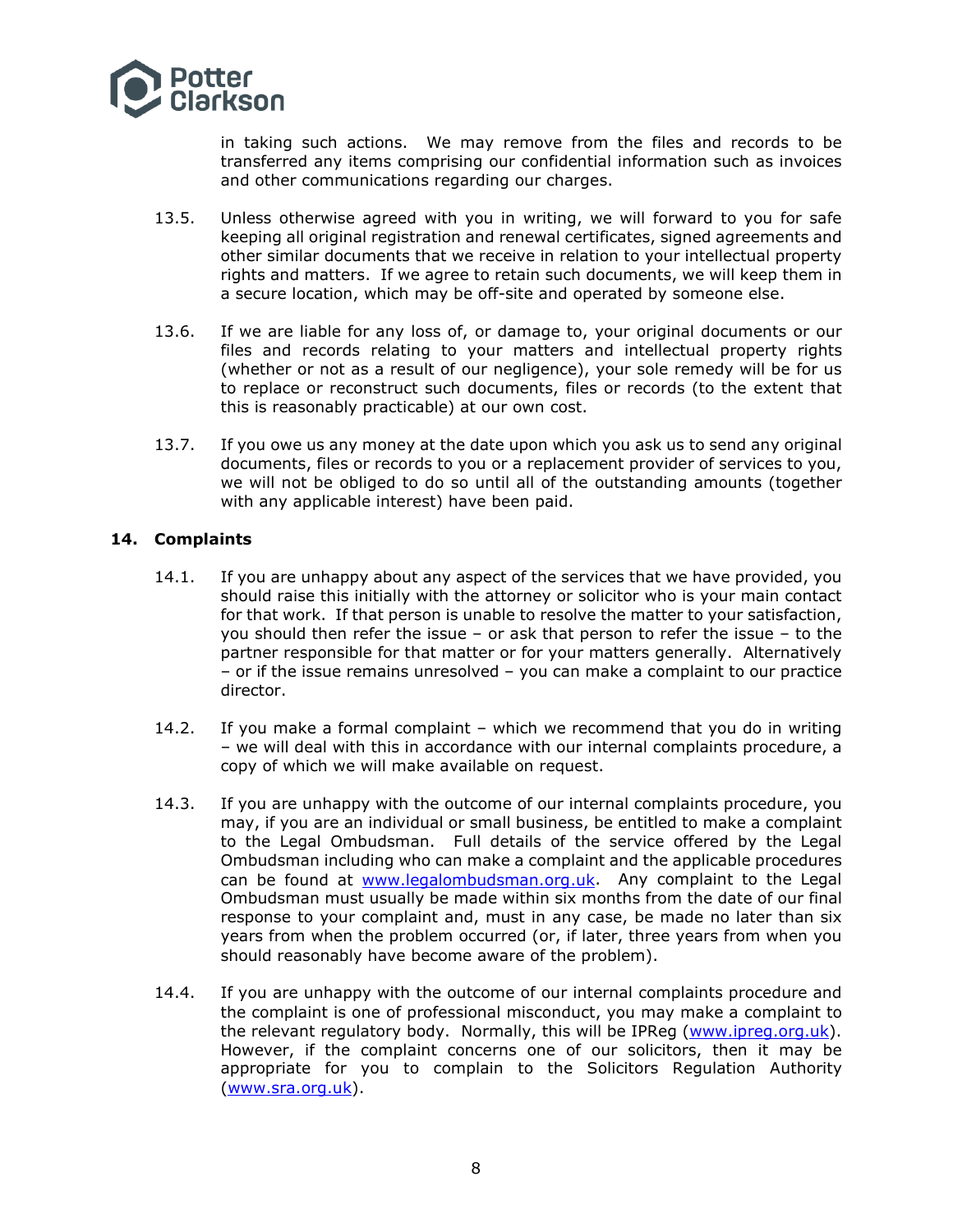in taking such actions. We may remove from the files and records to be transferred any items comprising our confidential information such as invoices and other communications regarding our charges.

13.5. Unless otherwise agreed with you in writing, we will forward to you for safe keeping all original registration and renewal certificates, signed agreements and other similar documents that we receive in relation to your intellectual property rights and matters. If we agree to retain such documents, we will keep them in a secure location, which may be off-site and operated by someone else.

13.6. If we are liable for any loss of, or damage to, your original documents or our files and records relating to your matters and intellectual property rights (whether or not as a result of our negligence), your sole remedy will be for us to replace or reconstruct such documents, files or records (to the extent that this is reasonably practicable) at our own cost.

13.7. If you owe us any money at the date upon which you ask us to send any original documents, files or records to you or a replacement provider of services to you, we will not be obliged to do so until all of the outstanding amounts (together with any applicable interest) have been paid.

## 14. Complaints

14.1. If you are unhappy about any aspect of the services that we have provided, you should raise this initially with the attorney or solicitor who is your main contact for that work. If that person is unable to resolve the matter to your satisfaction, you should then refer the issue – or ask that person to refer the issue – to the partner responsible for that matter or for your matters generally. Alternatively – or if the issue remains unresolved – you can make a complaint to our practice director.

14.2. If you make a formal complaint – which we recommend that you do in writing – we will deal with this in accordance with our internal complaints procedure, a copy of which we will make available on request.

14.3. If you are unhappy with the outcome of our internal complaints procedure, you may, if you are an individual or small business, be entitled to make a complaint to the Legal Ombudsman. Full details of the service offered by the Legal Ombudsman including who can make a complaint and the applicable procedures can be found at [www.legalombudsman.org.uk](http://www.legalombudsman.org.uk). Any complaint to the Legal Ombudsman must usually be made within six months from the date of our final response to your complaint and, must in any case, be made no later than six years from when the problem occurred (or, if later, three years from when you should reasonably have become aware of the problem).

14.4. If you are unhappy with the outcome of our internal complaints procedure and the complaint is one of professional misconduct, you may make a complaint to the relevant regulatory body. Normally, this will be IPReg ([www.ipreg.org.uk](http://www.ipreg.org.uk)). However, if the complaint concerns one of our solicitors, then it may be appropriate for you to complain to the Solicitors Regulation Authority ([www.sra.org.uk](http://www.sra.org.uk)).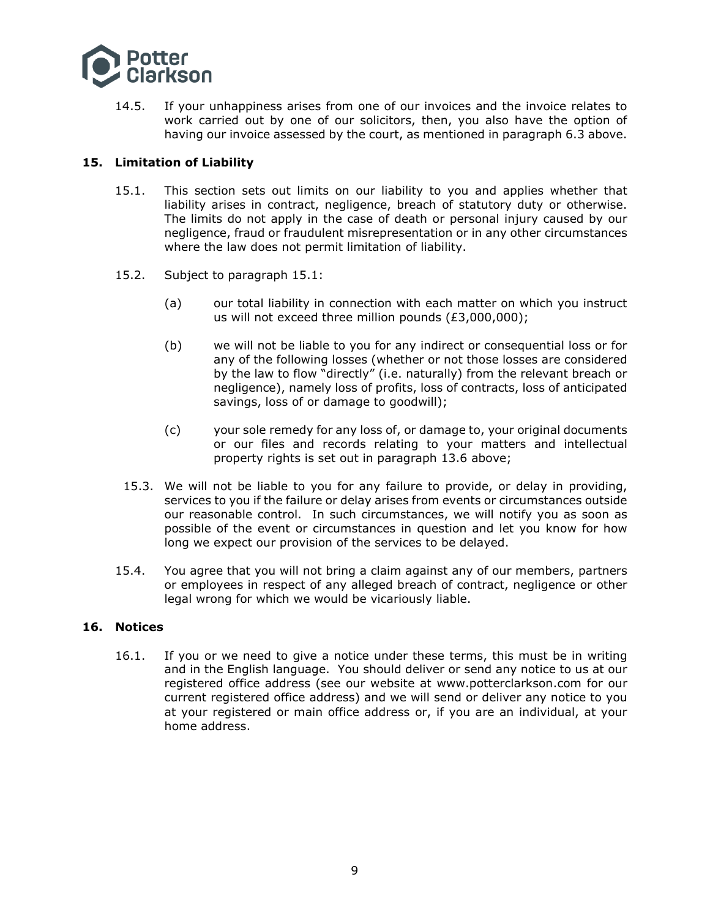14.5. If your unhappiness arises from one of our invoices and the invoice relates to work carried out by one of our solicitors, then, you also have the option of having our invoice assessed by the court, as mentioned in paragraph 6.3 above.

## 15. Limitation of Liability

15.1. This section sets out limits on our liability to you and applies whether that liability arises in contract, negligence, breach of statutory duty or otherwise. The limits do not apply in the case of death or personal injury caused by our negligence, fraud or fraudulent misrepresentation or in any other circumstances where the law does not permit limitation of liability.

15.2. Subject to paragraph 15.1:

(a) our total liability in connection with each matter on which you instruct us will not exceed three million pounds (£3,000,000);

(b) we will not be liable to you for any indirect or consequential loss or for any of the following losses (whether or not those losses are considered by the law to flow "directly" (i.e. naturally) from the relevant breach or negligence), namely loss of profits, loss of contracts, loss of anticipated savings, loss of or damage to goodwill);

(c) your sole remedy for any loss of, or damage to, your original documents or our files and records relating to your matters and intellectual property rights is set out in paragraph 13.6 above;

15.3. We will not be liable to you for any failure to provide, or delay in providing, services to you if the failure or delay arises from events or circumstances outside our reasonable control. In such circumstances, we will notify you as soon as possible of the event or circumstances in question and let you know for how long we expect our provision of the services to be delayed.

15.4. You agree that you will not bring a claim against any of our members, partners or employees in respect of any alleged breach of contract, negligence or other legal wrong for which we would be vicariously liable.

## 16. Notices

16.1. If you or we need to give a notice under these terms, this must be in writing and in the English language. You should deliver or send any notice to us at our registered office address (see our website at www.potterclarkson.com for our current registered office address) and we will send or deliver any notice to you at your registered or main office address or, if you are an individual, at your home address.